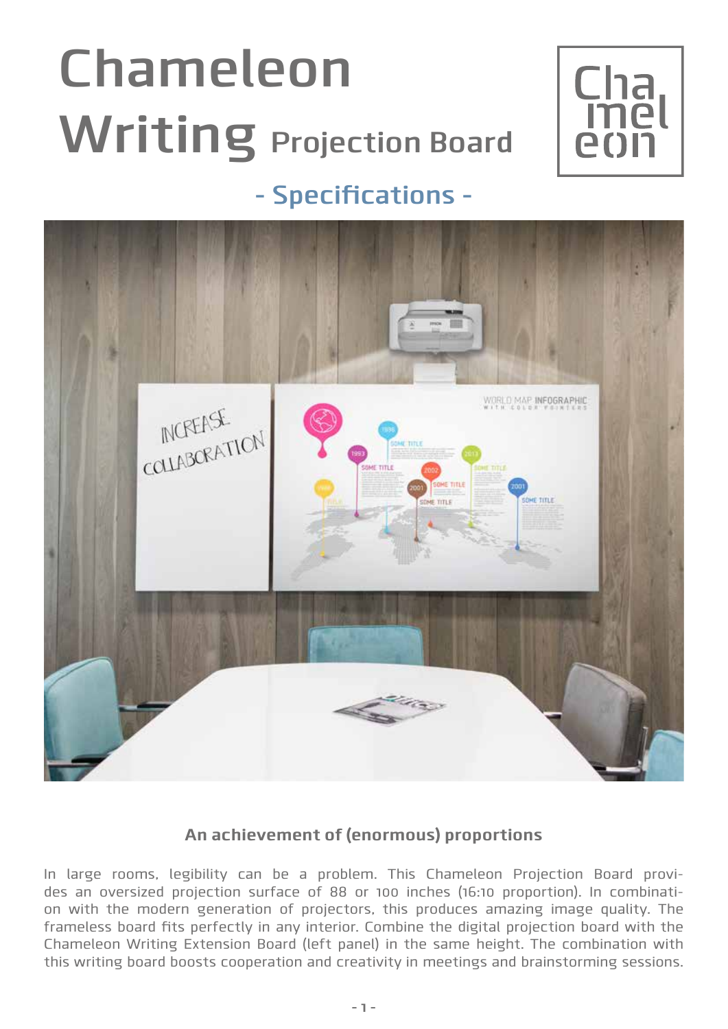# Chameleon Writing Projection Board

## - Specifications -

### An achievement of (enormous) proportions

In large rooms, legibility can be a problem. This Chameleon Projection Board provides an oversized projection surface of 88 or 100 inches (16:10 proportion). In combination with the modern generation of projectors, this produces amazing image quality. The frameless board fits perfectly in any interior. Combine the digital projection board with the Chameleon Writing Extension Board (left panel) in the same height. The combination with this writing board boosts cooperation and creativity in meetings and brainstorming sessions.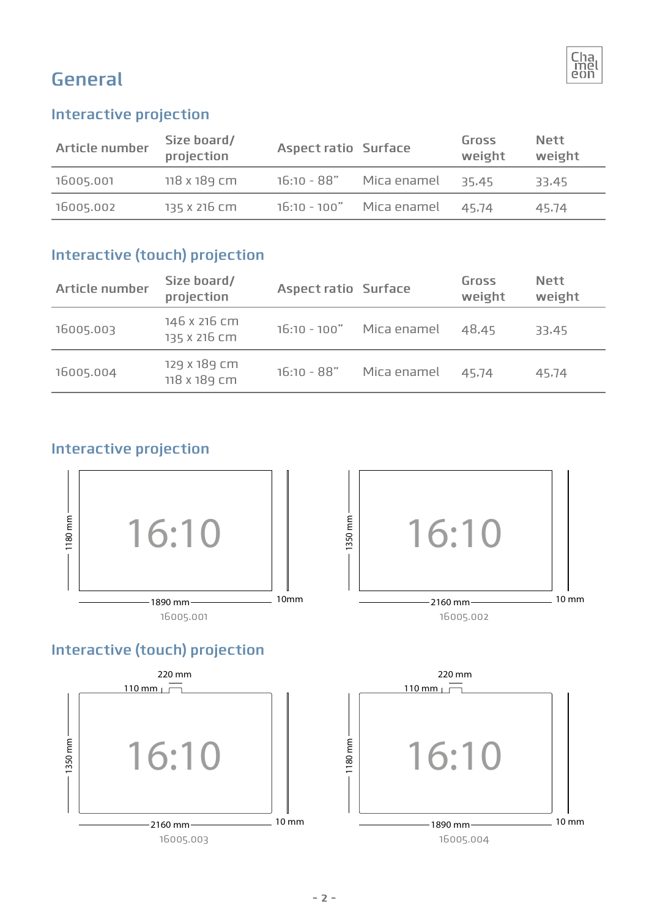# General

## Interactive projection

| Article number | Size board/ projection | Aspect ratio | Surface | Gross weight | Nett weight |
|---|---|---|---|---|---|
| 16005.001 | 118 x 189 cm | 16:10 - 88" | Mica enamel | 35.45 | 33.45 |
| 16005.002 | 135 x 216 cm | 16:10 - 100" | Mica enamel | 45.74 | 45.74 |

## Interactive (touch) projection

| Article number | Size board/ projection | Aspect ratio | Surface | Gross weight | Nett weight |
|---|---|---|---|---|---|
| 16005.003 | 146 x 216 cm<br>135 x 216 cm | 16:10 - 100" | Mica enamel | 48.45 | 33.45 |
| 16005.004 | 129 x 189 cm<br>118 x 189 cm | 16:10 - 88" | Mica enamel | 45.74 | 45.74 |

## Interactive projection

16:10

1180 mm

1890 mm

10mm

16005.001

16:10

1350 mm

2160 mm

10 mm

16005.002

## Interactive (touch) projection

220 mm

110 mm

16:10

1350 mm

2160 mm

10 mm

16005.003

220 mm

110 mm

16:10

1180 mm

1890 mm

10 mm

16005.004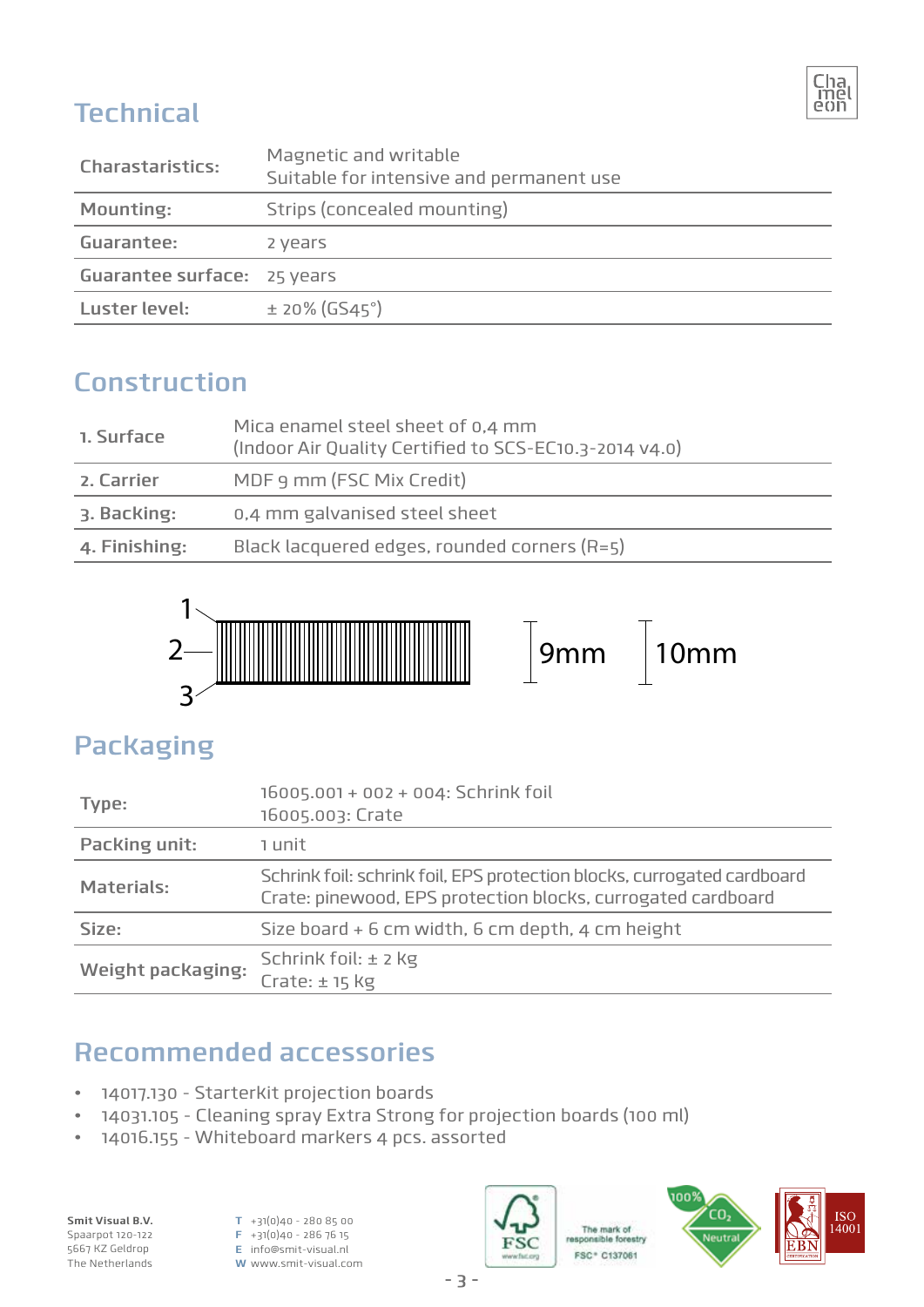## Technical

| | |
|---|---|
| **Charastaristics:** | Magnetic and writable<br>Suitable for intensive and permanent use |
| **Mounting:** | Strips (concealed mounting) |
| **Guarantee:** | 2 years |
| **Guarantee surface:** | 25 years |
| **Luster level:** | ± 20% (GS45°) |

## Construction

| | |
|---|---|
| **1. Surface** | Mica enamel steel sheet of 0,4 mm<br>(Indoor Air Quality Certified to SCS-EC10.3-2014 v4.0) |
| **2. Carrier** | MDF 9 mm (FSC Mix Credit) |
| **3. Backing:** | 0,4 mm galvanised steel sheet |
| **4. Finishing:** | Black lacquered edges, rounded corners (R=5) |

1
2
3
9mm
10mm

## Packaging

| | |
|---|---|
| **Type:** | 16005.001 + 002 + 004: Schrink foil<br>16005.003: Crate |
| **Packing unit:** | 1 unit |
| **Materials:** | Schrink foil: schrink foil, EPS protection blocks, currogated cardboard<br>Crate: pinewood, EPS protection blocks, currogated cardboard |
| **Size:** | Size board + 6 cm width, 6 cm depth, 4 cm height |
| **Weight packaging:** | Schrink foil: ± 2 kg<br>Crate: ± 15 kg |

## Recommended accessories

- 14017.130 - StarterKit projection boards
- 14031.105 - Cleaning spray Extra Strong for projection boards (100 ml)
- 14016.155 - Whiteboard markers 4 pcs. assorted

**Smit Visual B.V.**
Spaarpot 120-122
5667 KZ Geldrop
The Netherlands

**T** +31(0)40 - 280 85 00
**F** +31(0)40 - 286 76 15
**E** info@smit-visual.nl
**W** www.smit-visual.com

FSC www.fsc.org
The mark of responsible forestry
FSC® C137061

100% $CO_2$ Neutral

EBN ISO 14001